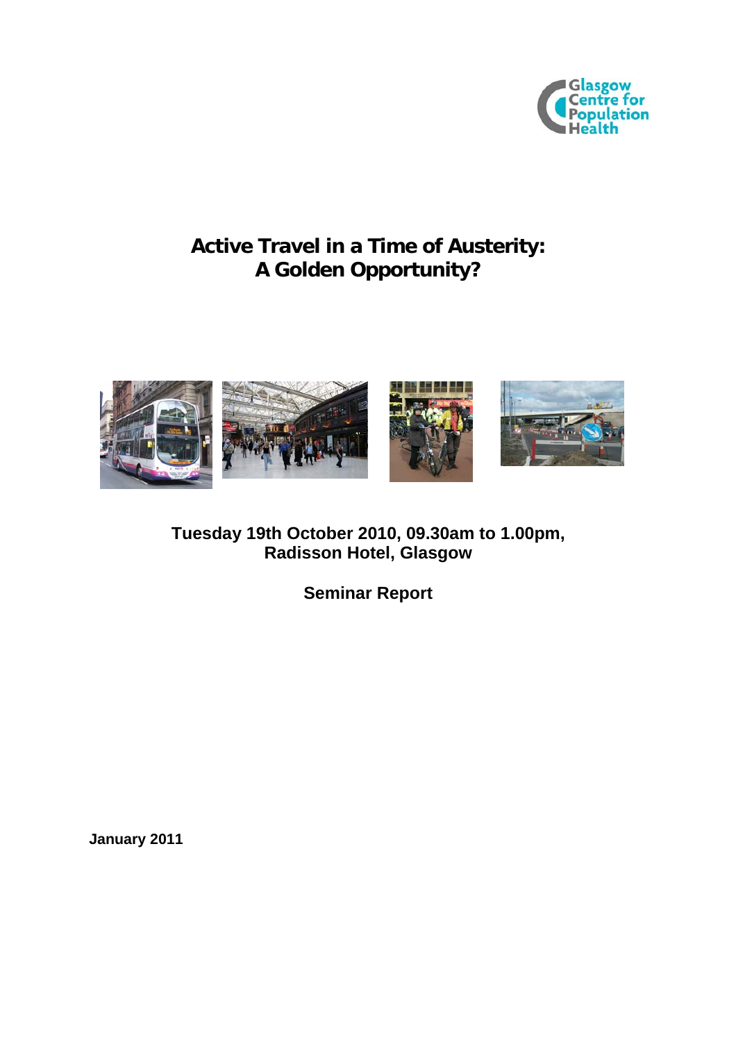Glasgow Centre for Population Health

# Active Travel in a Time of Austerity: A Golden Opportunity?

**Tuesday 19th October 2010, 09.30am to 1.00pm, Radisson Hotel, Glasgow**

**Seminar Report**

**January 2011**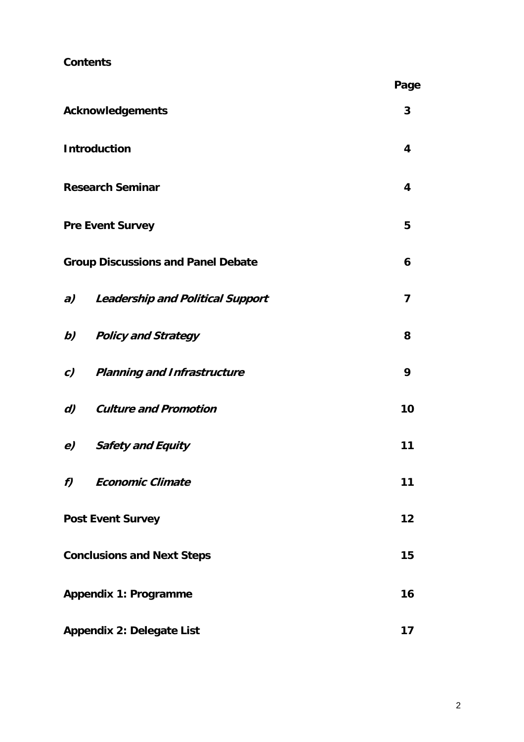**Contents**

| | | Page |
|---|---|---|
| **Acknowledgements** | | **3** |
| **Introduction** | | **4** |
| **Research Seminar** | | **4** |
| **Pre Event Survey** | | **5** |
| **Group Discussions and Panel Debate** | | **6** |
| ***a)*** | ***Leadership and Political Support*** | **7** |
| ***b)*** | ***Policy and Strategy*** | **8** |
| ***c)*** | ***Planning and Infrastructure*** | **9** |
| ***d)*** | ***Culture and Promotion*** | **10** |
| ***e)*** | ***Safety and Equity*** | **11** |
| ***f)*** | ***Economic Climate*** | **11** |
| **Post Event Survey** | | **12** |
| **Conclusions and Next Steps** | | **15** |
| **Appendix 1: Programme** | | **16** |
| **Appendix 2: Delegate List** | | **17** |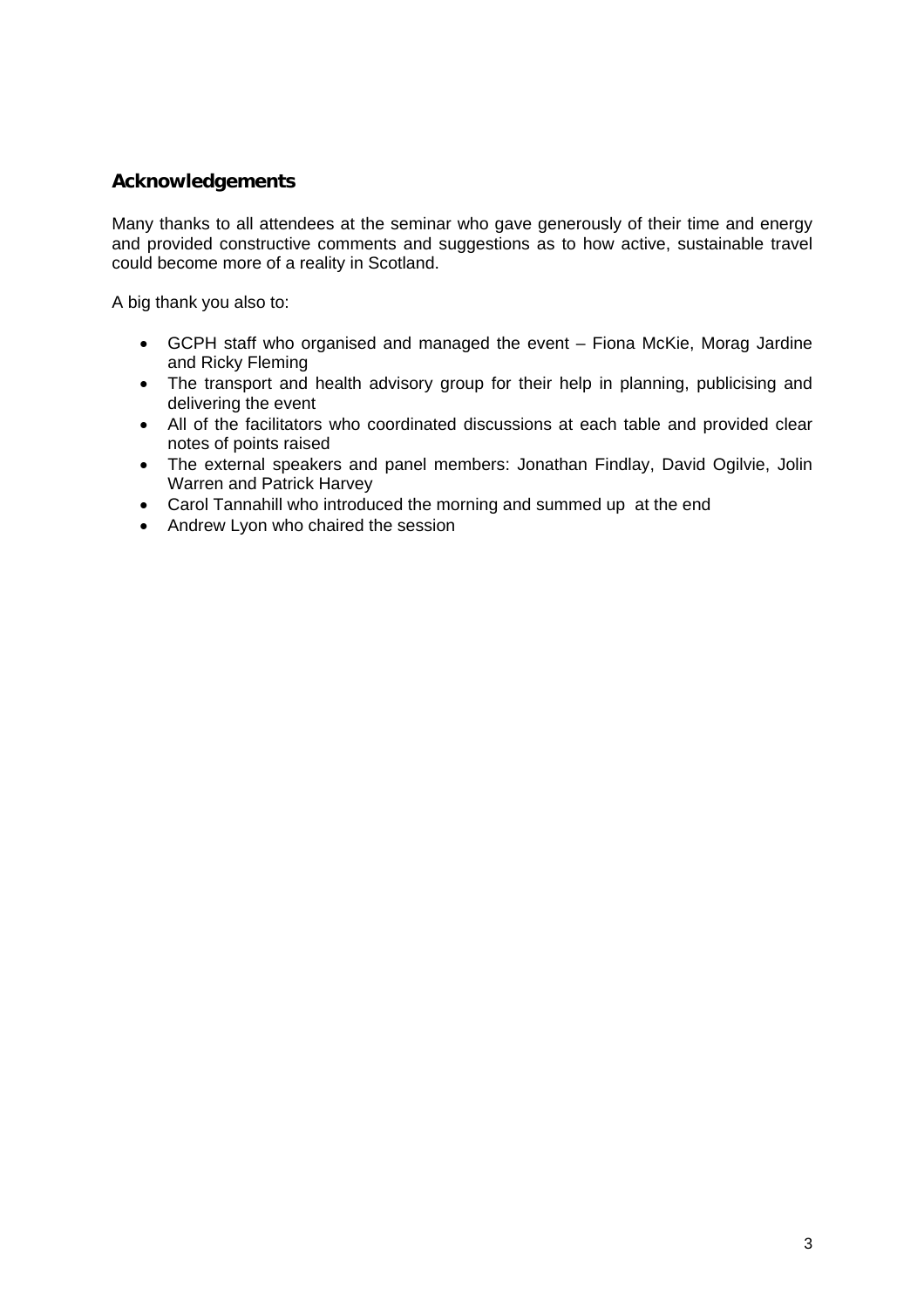## Acknowledgements

Many thanks to all attendees at the seminar who gave generously of their time and energy and provided constructive comments and suggestions as to how active, sustainable travel could become more of a reality in Scotland.

A big thank you also to:

- GCPH staff who organised and managed the event – Fiona McKie, Morag Jardine and Ricky Fleming
- The transport and health advisory group for their help in planning, publicising and delivering the event
- All of the facilitators who coordinated discussions at each table and provided clear notes of points raised
- The external speakers and panel members: Jonathan Findlay, David Ogilvie, Jolin Warren and Patrick Harvey
- Carol Tannahill who introduced the morning and summed up at the end
- Andrew Lyon who chaired the session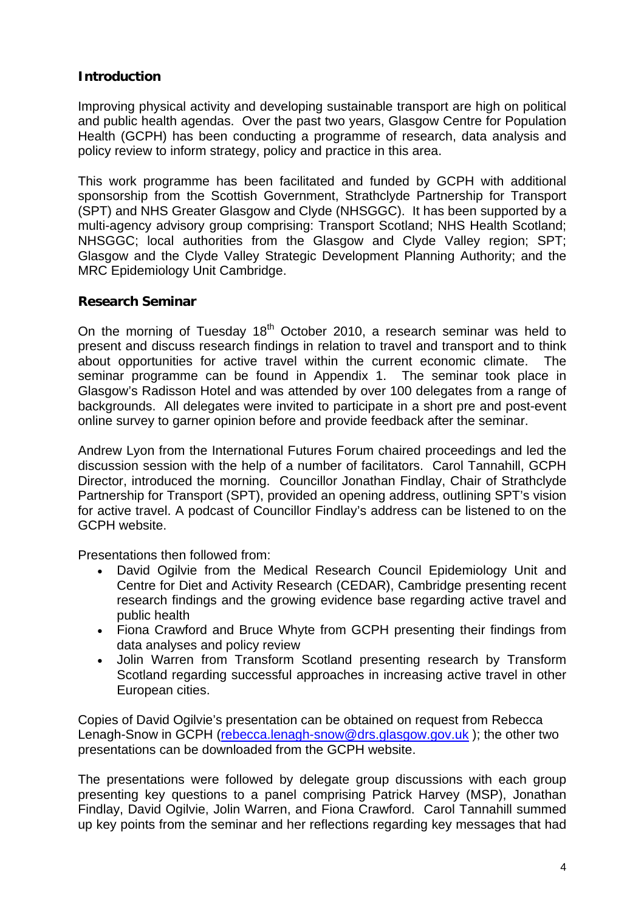## Introduction

Improving physical activity and developing sustainable transport are high on political and public health agendas. Over the past two years, Glasgow Centre for Population Health (GCPH) has been conducting a programme of research, data analysis and policy review to inform strategy, policy and practice in this area.

This work programme has been facilitated and funded by GCPH with additional sponsorship from the Scottish Government, Strathclyde Partnership for Transport (SPT) and NHS Greater Glasgow and Clyde (NHSGGC). It has been supported by a multi-agency advisory group comprising: Transport Scotland; NHS Health Scotland; NHSGGC; local authorities from the Glasgow and Clyde Valley region; SPT; Glasgow and the Clyde Valley Strategic Development Planning Authority; and the MRC Epidemiology Unit Cambridge.

## Research Seminar

On the morning of Tuesday 18th October 2010, a research seminar was held to present and discuss research findings in relation to travel and transport and to think about opportunities for active travel within the current economic climate. The seminar programme can be found in Appendix 1. The seminar took place in Glasgow's Radisson Hotel and was attended by over 100 delegates from a range of backgrounds. All delegates were invited to participate in a short pre and post-event online survey to garner opinion before and provide feedback after the seminar.

Andrew Lyon from the International Futures Forum chaired proceedings and led the discussion session with the help of a number of facilitators. Carol Tannahill, GCPH Director, introduced the morning. Councillor Jonathan Findlay, Chair of Strathclyde Partnership for Transport (SPT), provided an opening address, outlining SPT's vision for active travel. A podcast of Councillor Findlay's address can be listened to on the GCPH website.

Presentations then followed from:

- David Ogilvie from the Medical Research Council Epidemiology Unit and Centre for Diet and Activity Research (CEDAR), Cambridge presenting recent research findings and the growing evidence base regarding active travel and public health
- Fiona Crawford and Bruce Whyte from GCPH presenting their findings from data analyses and policy review
- Jolin Warren from Transform Scotland presenting research by Transform Scotland regarding successful approaches in increasing active travel in other European cities.

Copies of David Ogilvie's presentation can be obtained on request from Rebecca Lenagh-Snow in GCPH (rebecca.lenagh-snow@drs.glasgow.gov.uk ); the other two presentations can be downloaded from the GCPH website.

The presentations were followed by delegate group discussions with each group presenting key questions to a panel comprising Patrick Harvey (MSP), Jonathan Findlay, David Ogilvie, Jolin Warren, and Fiona Crawford. Carol Tannahill summed up key points from the seminar and her reflections regarding key messages that had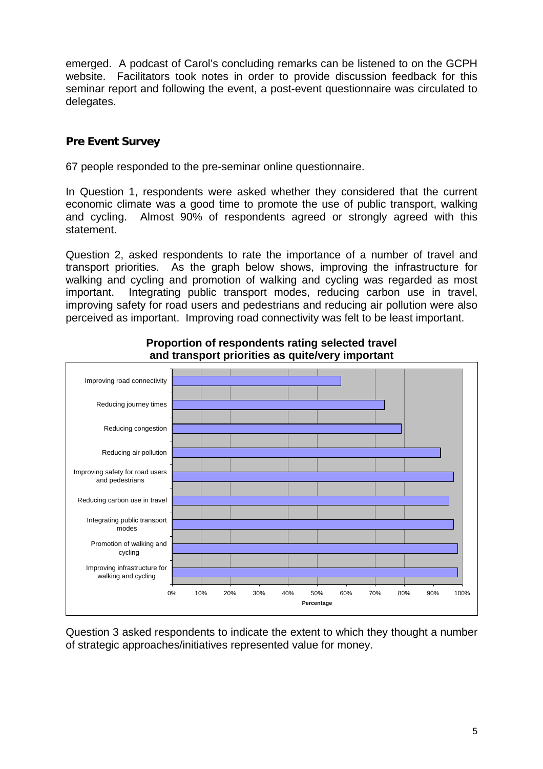emerged. A podcast of Carol's concluding remarks can be listened to on the GCPH website. Facilitators took notes in order to provide discussion feedback for this seminar report and following the event, a post-event questionnaire was circulated to delegates.

## Pre Event Survey

67 people responded to the pre-seminar online questionnaire.

In Question 1, respondents were asked whether they considered that the current economic climate was a good time to promote the use of public transport, walking and cycling. Almost 90% of respondents agreed or strongly agreed with this statement.

Question 2, asked respondents to rate the importance of a number of travel and transport priorities. As the graph below shows, improving the infrastructure for walking and cycling and promotion of walking and cycling was regarded as most important. Integrating public transport modes, reducing carbon use in travel, improving safety for road users and pedestrians and reducing air pollution were also perceived as important. Improving road connectivity was felt to be least important.

**Proportion of respondents rating selected travel and transport priorities as quite/very important**

Improving road connectivity
Reducing journey times
Reducing congestion
Reducing air pollution
Improving safety for road users and pedestrians
Reducing carbon use in travel
Integrating public transport modes
Promotion of walking and cycling
Improving infrastructure for walking and cycling

0% 10% 20% 30% 40% 50% 60% 70% 80% 90% 100%

Percentage

Question 3 asked respondents to indicate the extent to which they thought a number of strategic approaches/initiatives represented value for money.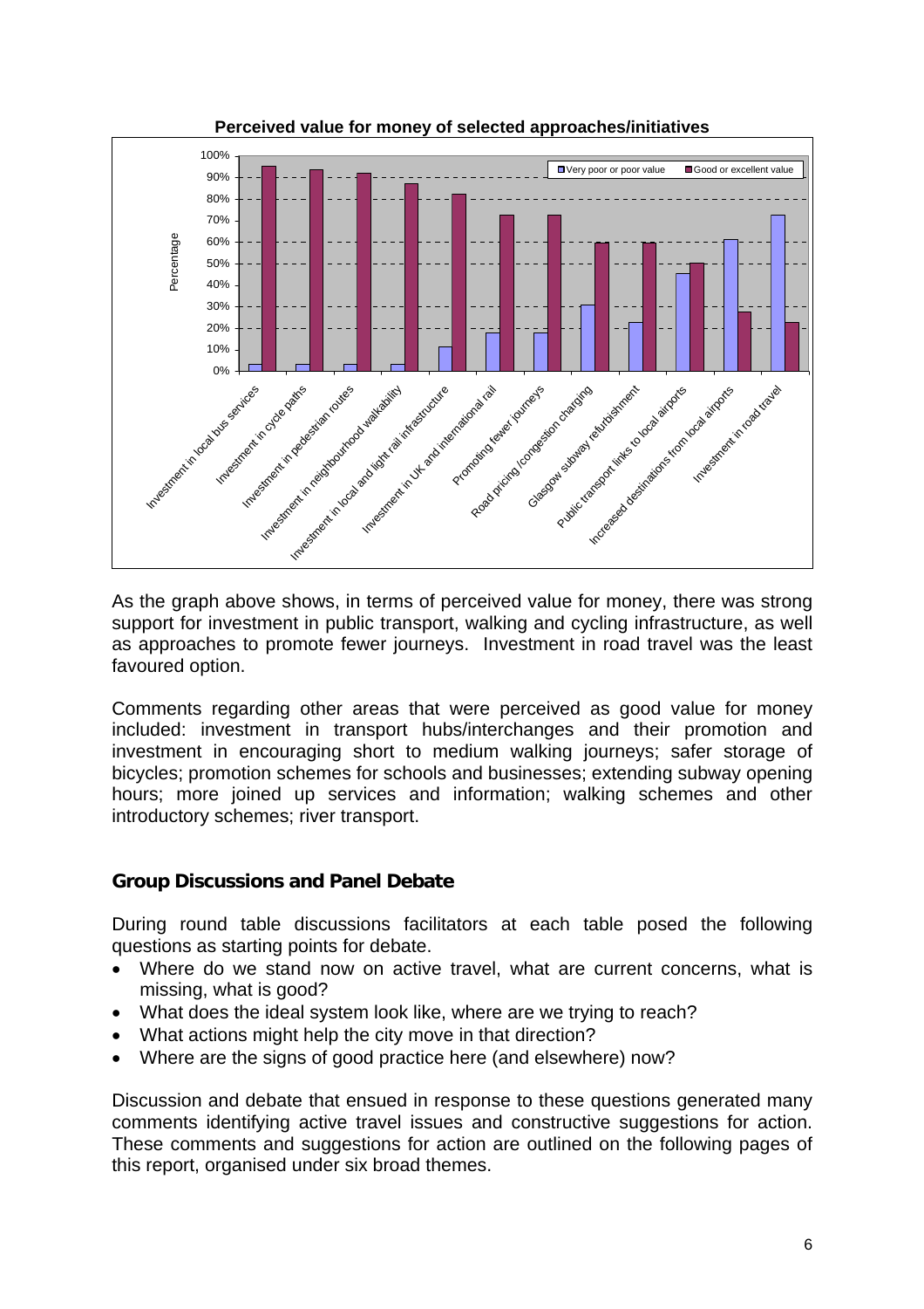**Perceived value for money of selected approaches/initiatives**

100%
90%
80%
70%
60%
50%
40%
30%
20%
10%
0%

Percentage

Very poor or poor value
Good or excellent value

Investment in local bus services
Investment in cycle paths
Investment in pedestrian routes
Investment in neighbourhood walkability
Investment in local and light rail infrastructure
Investment in UK and international rail
Promoting fewer journeys
Road pricing /congestion charging
Glasgow subway refurbishment
Public transport links to local airports
Increased destinations from local airports
Investment in road travel

As the graph above shows, in terms of perceived value for money, there was strong support for investment in public transport, walking and cycling infrastructure, as well as approaches to promote fewer journeys. Investment in road travel was the least favoured option.

Comments regarding other areas that were perceived as good value for money included: investment in transport hubs/interchanges and their promotion and investment in encouraging short to medium walking journeys; safer storage of bicycles; promotion schemes for schools and businesses; extending subway opening hours; more joined up services and information; walking schemes and other introductory schemes; river transport.

## Group Discussions and Panel Debate

During round table discussions facilitators at each table posed the following questions as starting points for debate.

- Where do we stand now on active travel, what are current concerns, what is missing, what is good?
- What does the ideal system look like, where are we trying to reach?
- What actions might help the city move in that direction?
- Where are the signs of good practice here (and elsewhere) now?

Discussion and debate that ensued in response to these questions generated many comments identifying active travel issues and constructive suggestions for action. These comments and suggestions for action are outlined on the following pages of this report, organised under six broad themes.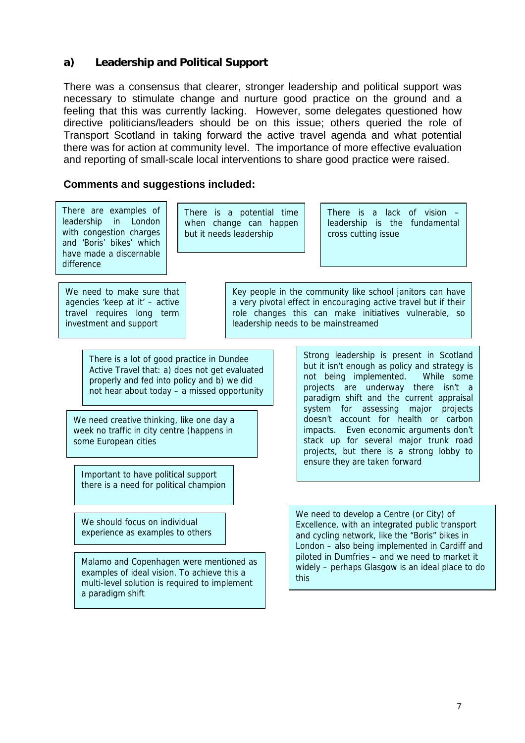## a) Leadership and Political Support

There was a consensus that clearer, stronger leadership and political support was necessary to stimulate change and nurture good practice on the ground and a feeling that this was currently lacking. However, some delegates questioned how directive politicians/leaders should be on this issue; others queried the role of Transport Scotland in taking forward the active travel agenda and what potential there was for action at community level. The importance of more effective evaluation and reporting of small-scale local interventions to share good practice were raised.

**Comments and suggestions included:**

There are examples of leadership in London with congestion charges and 'Boris' bikes' which have made a discernable difference

There is a potential time when change can happen but it needs leadership

There is a lack of vision – leadership is the fundamental cross cutting issue

We need to make sure that agencies 'keep at it' – active travel requires long term investment and support

Key people in the community like school janitors can have a very pivotal effect in encouraging active travel but if their role changes this can make initiatives vulnerable, so leadership needs to be mainstreamed

There is a lot of good practice in Dundee Active Travel that: a) does not get evaluated properly and fed into policy and b) we did not hear about today – a missed opportunity

Strong leadership is present in Scotland but it isn't enough as policy and strategy is not being implemented. While some projects are underway there isn't a paradigm shift and the current appraisal system for assessing major projects doesn't account for health or carbon impacts. Even economic arguments don't stack up for several major trunk road projects, but there is a strong lobby to ensure they are taken forward

We need creative thinking, like one day a week no traffic in city centre (happens in some European cities

Important to have political support there is a need for political champion

We should focus on individual experience as examples to others

We need to develop a Centre (or City) of Excellence, with an integrated public transport and cycling network, like the "Boris" bikes in London – also being implemented in Cardiff and piloted in Dumfries – and we need to market it widely – perhaps Glasgow is an ideal place to do this

Malamo and Copenhagen were mentioned as examples of ideal vision. To achieve this a multi-level solution is required to implement a paradigm shift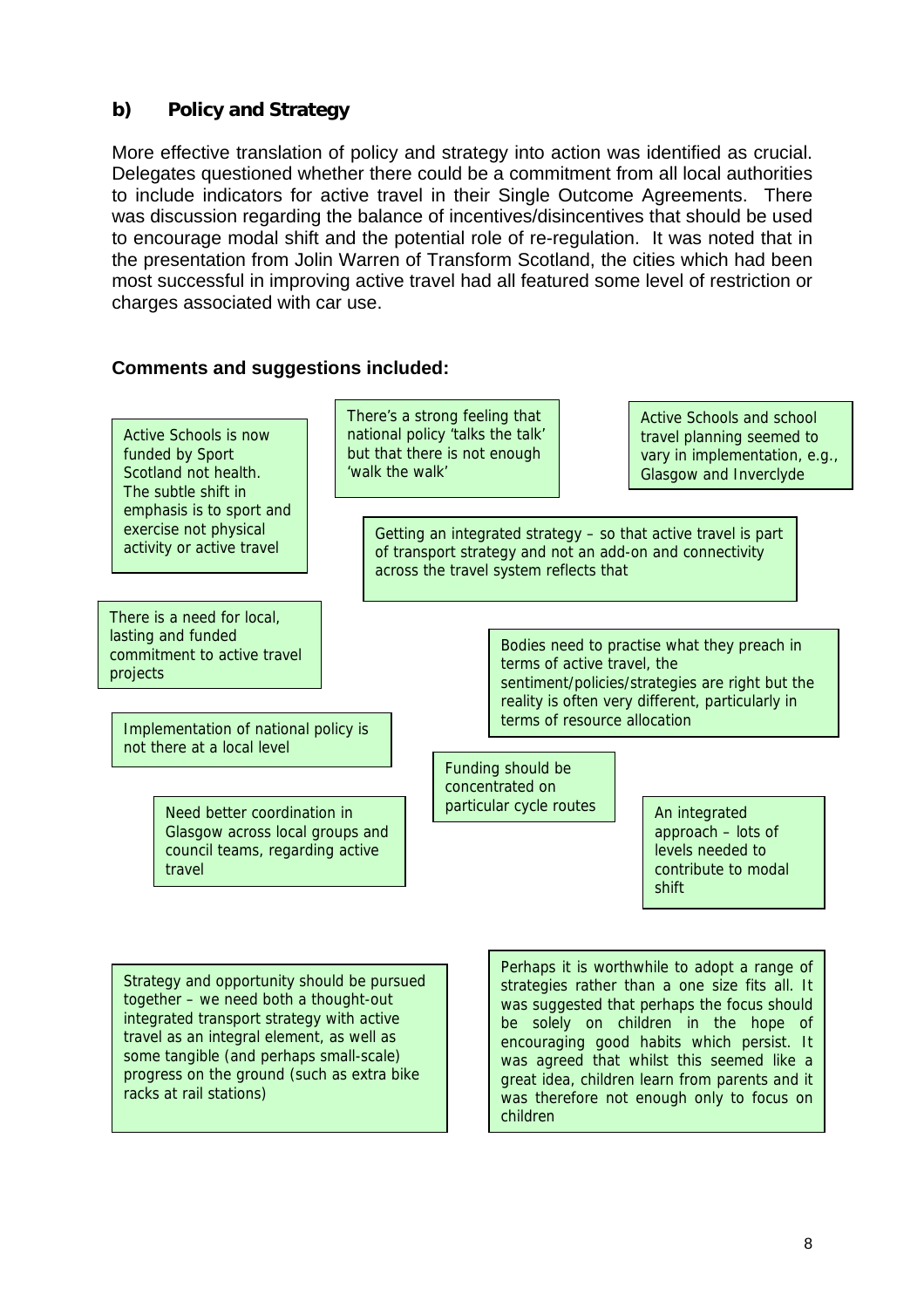### b) Policy and Strategy

More effective translation of policy and strategy into action was identified as crucial. Delegates questioned whether there could be a commitment from all local authorities to include indicators for active travel in their Single Outcome Agreements. There was discussion regarding the balance of incentives/disincentives that should be used to encourage modal shift and the potential role of re-regulation. It was noted that in the presentation from Jolin Warren of Transform Scotland, the cities which had been most successful in improving active travel had all featured some level of restriction or charges associated with car use.

**Comments and suggestions included:**

Active Schools is now funded by Sport Scotland not health. The subtle shift in emphasis is to sport and exercise not physical activity or active travel

There's a strong feeling that national policy 'talks the talk' but that there is not enough 'walk the walk'

Active Schools and school travel planning seemed to vary in implementation, e.g., Glasgow and Inverclyde

Getting an integrated strategy – so that active travel is part of transport strategy and not an add-on and connectivity across the travel system reflects that

There is a need for local, lasting and funded commitment to active travel projects

Bodies need to practise what they preach in terms of active travel, the sentiment/policies/strategies are right but the reality is often very different, particularly in terms of resource allocation

Implementation of national policy is not there at a local level

Funding should be concentrated on particular cycle routes

Need better coordination in Glasgow across local groups and council teams, regarding active travel

An integrated approach – lots of levels needed to contribute to modal shift

Strategy and opportunity should be pursued together – we need both a thought-out integrated transport strategy with active travel as an integral element, as well as some tangible (and perhaps small-scale) progress on the ground (such as extra bike racks at rail stations)

Perhaps it is worthwhile to adopt a range of strategies rather than a one size fits all. It was suggested that perhaps the focus should be solely on children in the hope of encouraging good habits which persist. It was agreed that whilst this seemed like a great idea, children learn from parents and it was therefore not enough only to focus on children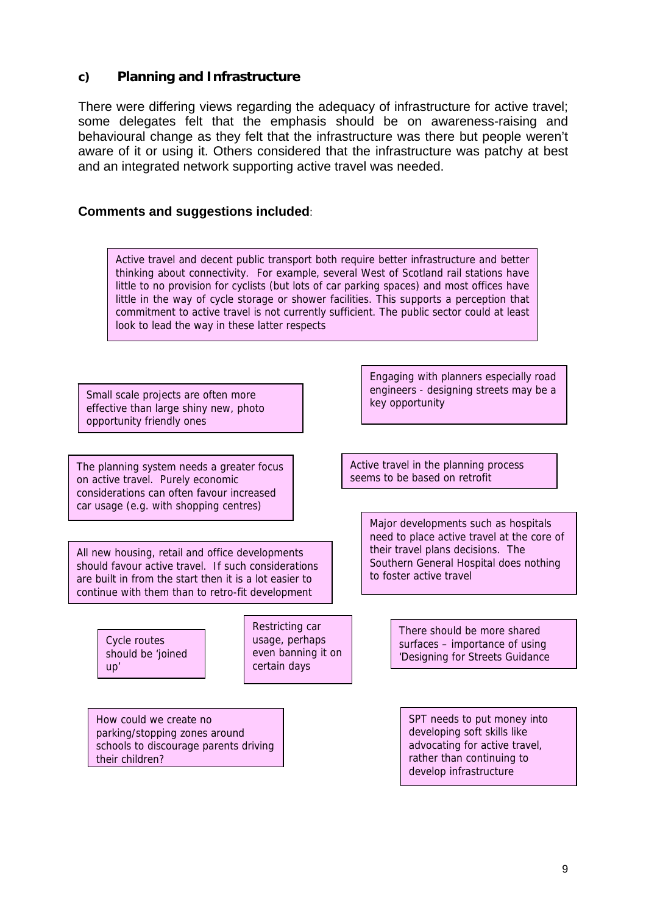### c) Planning and Infrastructure

There were differing views regarding the adequacy of infrastructure for active travel; some delegates felt that the emphasis should be on awareness-raising and behavioural change as they felt that the infrastructure was there but people weren't aware of it or using it. Others considered that the infrastructure was patchy at best and an integrated network supporting active travel was needed.

**Comments and suggestions included**:

Active travel and decent public transport both require better infrastructure and better thinking about connectivity. For example, several West of Scotland rail stations have little to no provision for cyclists (but lots of car parking spaces) and most offices have little in the way of cycle storage or shower facilities. This supports a perception that commitment to active travel is not currently sufficient. The public sector could at least look to lead the way in these latter respects

Small scale projects are often more effective than large shiny new, photo opportunity friendly ones

Engaging with planners especially road engineers - designing streets may be a key opportunity

The planning system needs a greater focus on active travel. Purely economic considerations can often favour increased car usage (e.g. with shopping centres)

Active travel in the planning process seems to be based on retrofit

All new housing, retail and office developments should favour active travel. If such considerations are built in from the start then it is a lot easier to continue with them than to retro-fit development

Major developments such as hospitals need to place active travel at the core of their travel plans decisions. The Southern General Hospital does nothing to foster active travel

Cycle routes should be 'joined up'

Restricting car usage, perhaps even banning it on certain days

There should be more shared surfaces – importance of using 'Designing for Streets Guidance

How could we create no parking/stopping zones around schools to discourage parents driving their children?

SPT needs to put money into developing soft skills like advocating for active travel, rather than continuing to develop infrastructure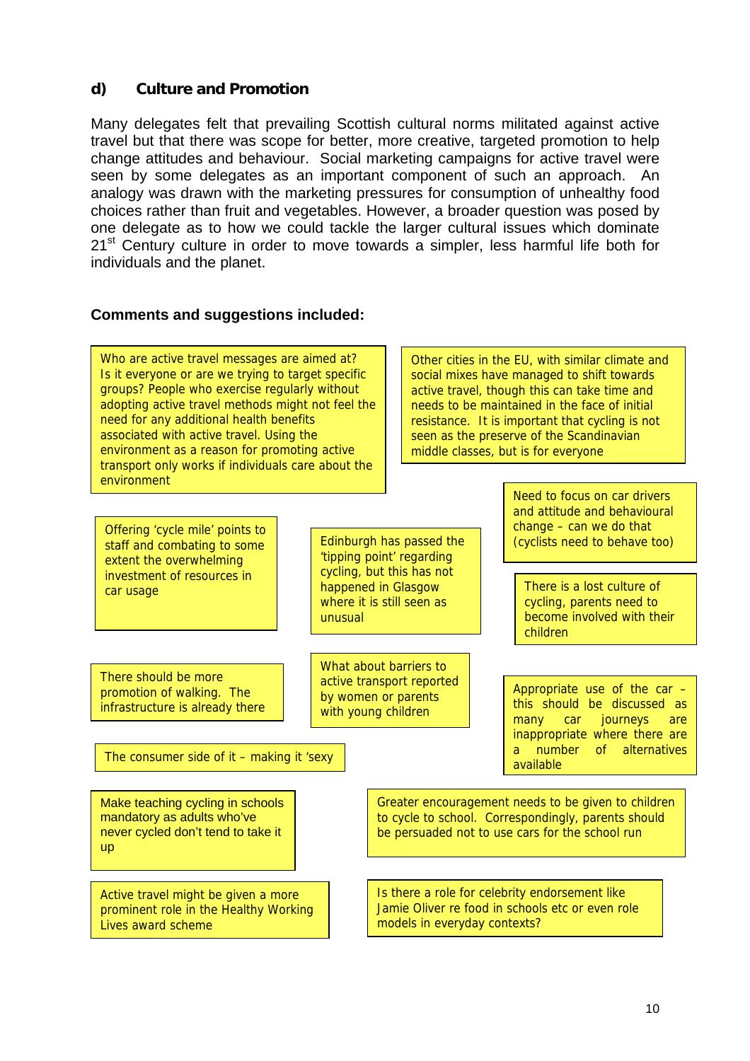## d) Culture and Promotion

Many delegates felt that prevailing Scottish cultural norms militated against active travel but that there was scope for better, more creative, targeted promotion to help change attitudes and behaviour. Social marketing campaigns for active travel were seen by some delegates as an important component of such an approach. An analogy was drawn with the marketing pressures for consumption of unhealthy food choices rather than fruit and vegetables. However, a broader question was posed by one delegate as to how we could tackle the larger cultural issues which dominate 21st Century culture in order to move towards a simpler, less harmful life both for individuals and the planet.

**Comments and suggestions included:**

Who are active travel messages are aimed at? Is it everyone or are we trying to target specific groups? People who exercise regularly without adopting active travel methods might not feel the need for any additional health benefits associated with active travel. Using the environment as a reason for promoting active transport only works if individuals care about the environment

Other cities in the EU, with similar climate and social mixes have managed to shift towards active travel, though this can take time and needs to be maintained in the face of initial resistance. It is important that cycling is not seen as the preserve of the Scandinavian middle classes, but is for everyone

Need to focus on car drivers and attitude and behavioural change – can we do that (cyclists need to behave too)

Offering 'cycle mile' points to staff and combating to some extent the overwhelming investment of resources in car usage

Edinburgh has passed the 'tipping point' regarding cycling, but this has not happened in Glasgow where it is still seen as unusual

There is a lost culture of cycling, parents need to become involved with their children

There should be more promotion of walking. The infrastructure is already there

What about barriers to active transport reported by women or parents with young children

Appropriate use of the car – this should be discussed as many car journeys are inappropriate where there are a number of alternatives available

The consumer side of it – making it 'sexy

Make teaching cycling in schools mandatory as adults who've never cycled don't tend to take it up

Greater encouragement needs to be given to children to cycle to school. Correspondingly, parents should be persuaded not to use cars for the school run

Active travel might be given a more prominent role in the Healthy Working Lives award scheme

Is there a role for celebrity endorsement like Jamie Oliver re food in schools etc or even role models in everyday contexts?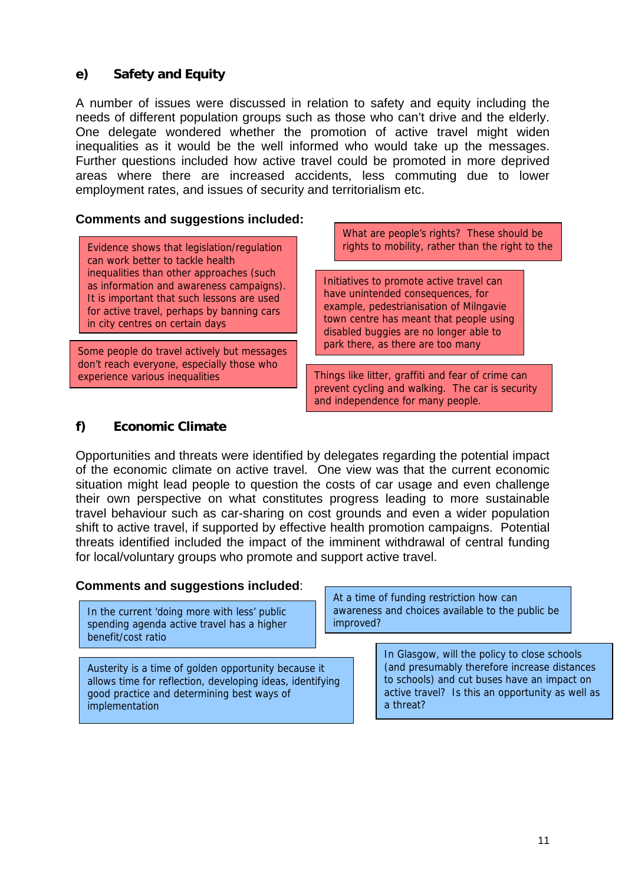## e) Safety and Equity

A number of issues were discussed in relation to safety and equity including the needs of different population groups such as those who can't drive and the elderly. One delegate wondered whether the promotion of active travel might widen inequalities as it would be the well informed who would take up the messages. Further questions included how active travel could be promoted in more deprived areas where there are increased accidents, less commuting due to lower employment rates, and issues of security and territorialism etc.

**Comments and suggestions included:**

Evidence shows that legislation/regulation can work better to tackle health inequalities than other approaches (such as information and awareness campaigns). It is important that such lessons are used for active travel, perhaps by banning cars in city centres on certain days

Some people do travel actively but messages don't reach everyone, especially those who experience various inequalities

What are people's rights? These should be rights to mobility, rather than the right to the

Initiatives to promote active travel can have unintended consequences, for example, pedestrianisation of Milngavie town centre has meant that people using disabled buggies are no longer able to park there, as there are too many

Things like litter, graffiti and fear of crime can prevent cycling and walking. The car is security and independence for many people.

## f) Economic Climate

Opportunities and threats were identified by delegates regarding the potential impact of the economic climate on active travel. One view was that the current economic situation might lead people to question the costs of car usage and even challenge their own perspective on what constitutes progress leading to more sustainable travel behaviour such as car-sharing on cost grounds and even a wider population shift to active travel, if supported by effective health promotion campaigns. Potential threats identified included the impact of the imminent withdrawal of central funding for local/voluntary groups who promote and support active travel.

**Comments and suggestions included**:

In the current 'doing more with less' public spending agenda active travel has a higher benefit/cost ratio

Austerity is a time of golden opportunity because it allows time for reflection, developing ideas, identifying good practice and determining best ways of implementation

At a time of funding restriction how can awareness and choices available to the public be improved?

In Glasgow, will the policy to close schools (and presumably therefore increase distances to schools) and cut buses have an impact on active travel? Is this an opportunity as well as a threat?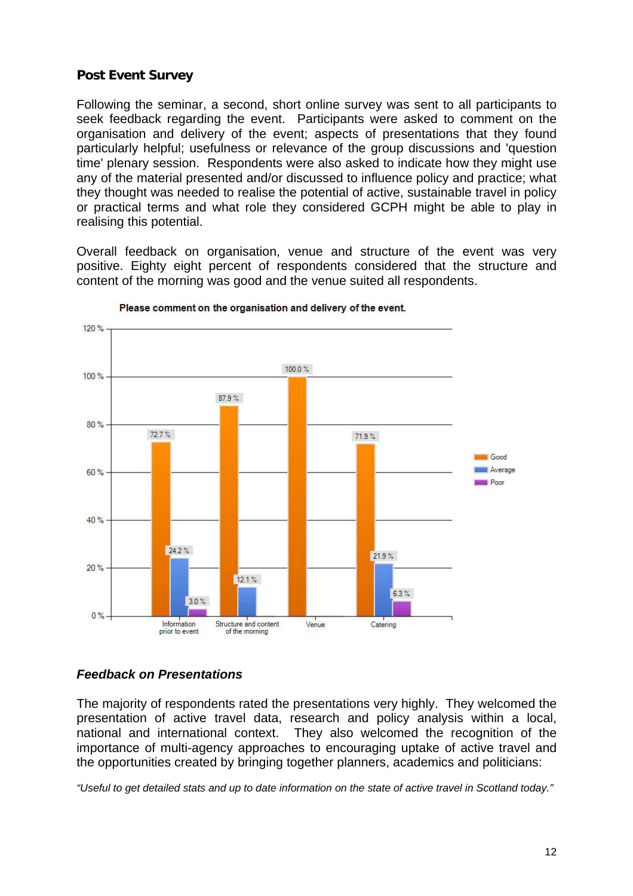## Post Event Survey

Following the seminar, a second, short online survey was sent to all participants to seek feedback regarding the event. Participants were asked to comment on the organisation and delivery of the event; aspects of presentations that they found particularly helpful; usefulness or relevance of the group discussions and 'question time' plenary session. Respondents were also asked to indicate how they might use any of the material presented and/or discussed to influence policy and practice; what they thought was needed to realise the potential of active, sustainable travel in policy or practical terms and what role they considered GCPH might be able to play in realising this potential.

Overall feedback on organisation, venue and structure of the event was very positive. Eighty eight percent of respondents considered that the structure and content of the morning was good and the venue suited all respondents.

Please comment on the organisation and delivery of the event.

120 %
100 %
80 %
60 %
40 %
20 %
0 %

72.7 %
24.2 %
3.0 %
87.9 %
12.1 %
100.0 %
71.9 %
21.9 %
6.3 %

Information prior to event
Structure and content of the morning
Venue
Catering

Good
Average
Poor

### *Feedback on Presentations*

The majority of respondents rated the presentations very highly. They welcomed the presentation of active travel data, research and policy analysis within a local, national and international context. They also welcomed the recognition of the importance of multi-agency approaches to encouraging uptake of active travel and the opportunities created by bringing together planners, academics and politicians:

*"Useful to get detailed stats and up to date information on the state of active travel in Scotland today."*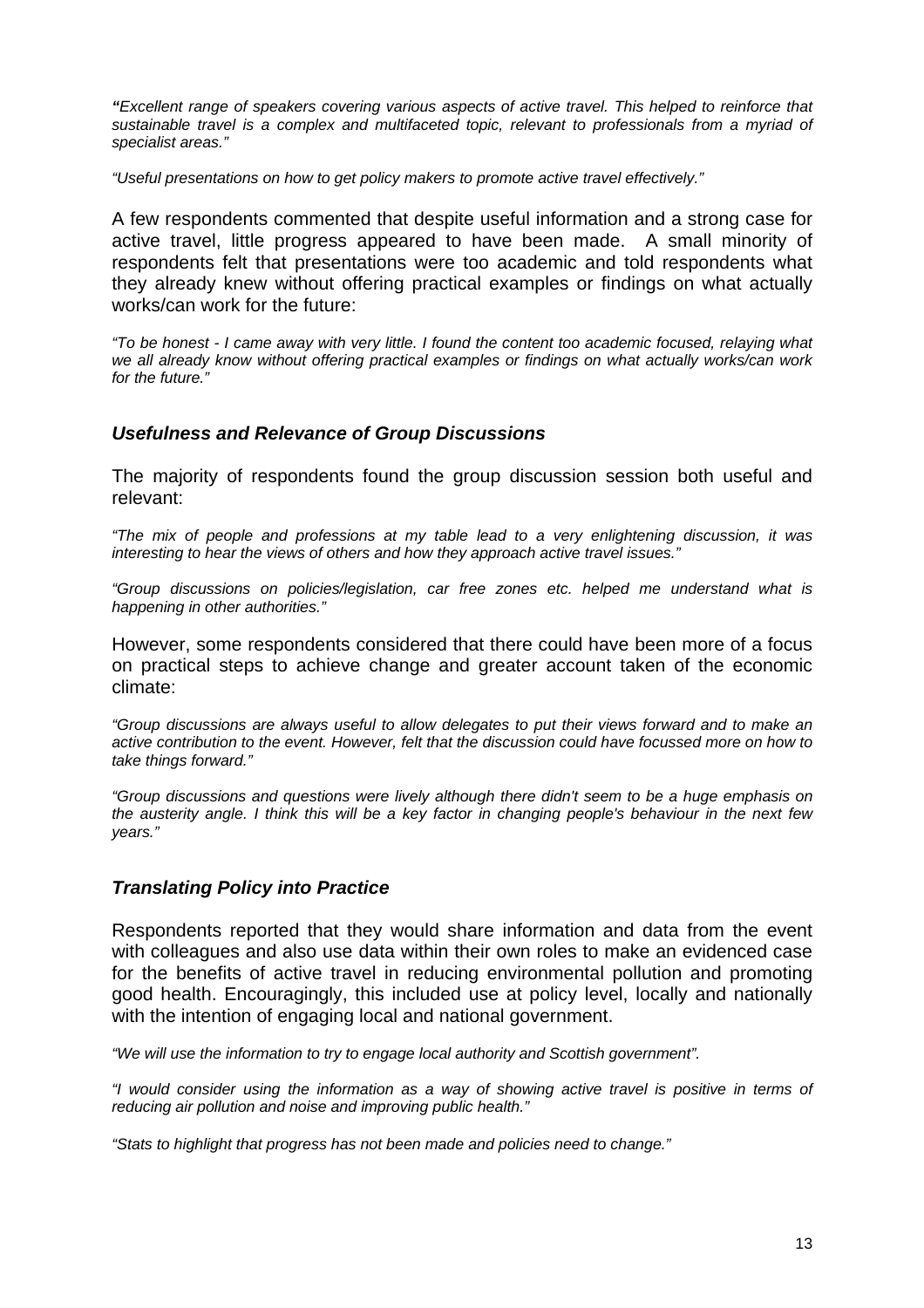*"Excellent range of speakers covering various aspects of active travel. This helped to reinforce that sustainable travel is a complex and multifaceted topic, relevant to professionals from a myriad of specialist areas."*

*"Useful presentations on how to get policy makers to promote active travel effectively."*

A few respondents commented that despite useful information and a strong case for active travel, little progress appeared to have been made. A small minority of respondents felt that presentations were too academic and told respondents what they already knew without offering practical examples or findings on what actually works/can work for the future:

*"To be honest - I came away with very little. I found the content too academic focused, relaying what we all already know without offering practical examples or findings on what actually works/can work for the future."*

### *Usefulness and Relevance of Group Discussions*

The majority of respondents found the group discussion session both useful and relevant:

*"The mix of people and professions at my table lead to a very enlightening discussion, it was interesting to hear the views of others and how they approach active travel issues."*

*"Group discussions on policies/legislation, car free zones etc. helped me understand what is happening in other authorities."*

However, some respondents considered that there could have been more of a focus on practical steps to achieve change and greater account taken of the economic climate:

*"Group discussions are always useful to allow delegates to put their views forward and to make an active contribution to the event. However, felt that the discussion could have focussed more on how to take things forward."*

*"Group discussions and questions were lively although there didn't seem to be a huge emphasis on the austerity angle. I think this will be a key factor in changing people's behaviour in the next few years."*

### *Translating Policy into Practice*

Respondents reported that they would share information and data from the event with colleagues and also use data within their own roles to make an evidenced case for the benefits of active travel in reducing environmental pollution and promoting good health. Encouragingly, this included use at policy level, locally and nationally with the intention of engaging local and national government.

*"We will use the information to try to engage local authority and Scottish government".*

*"I would consider using the information as a way of showing active travel is positive in terms of reducing air pollution and noise and improving public health."*

*"Stats to highlight that progress has not been made and policies need to change."*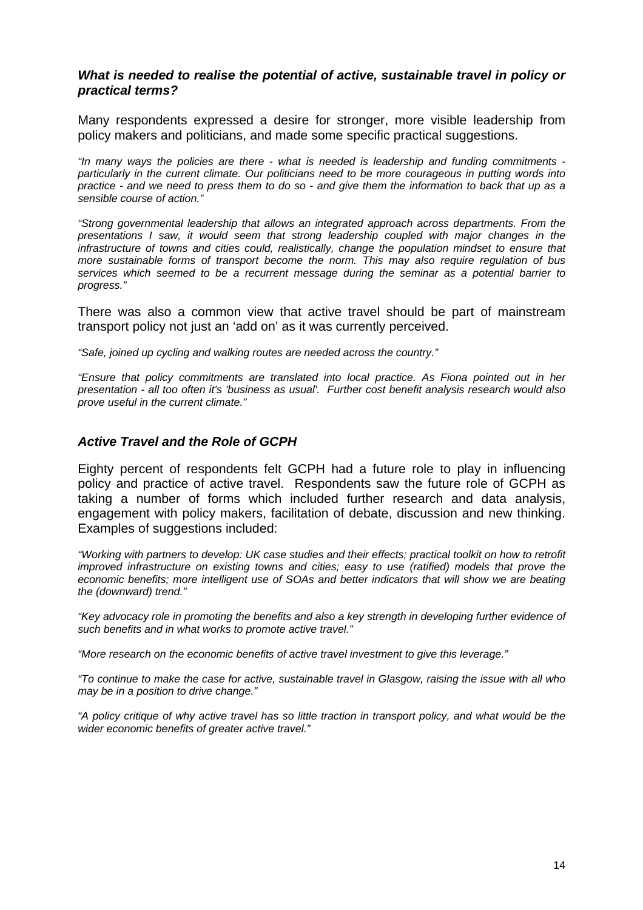### *What is needed to realise the potential of active, sustainable travel in policy or practical terms?*

Many respondents expressed a desire for stronger, more visible leadership from policy makers and politicians, and made some specific practical suggestions.

*"In many ways the policies are there - what is needed is leadership and funding commitments - particularly in the current climate. Our politicians need to be more courageous in putting words into practice - and we need to press them to do so - and give them the information to back that up as a sensible course of action."*

*"Strong governmental leadership that allows an integrated approach across departments. From the presentations I saw, it would seem that strong leadership coupled with major changes in the infrastructure of towns and cities could, realistically, change the population mindset to ensure that more sustainable forms of transport become the norm. This may also require regulation of bus services which seemed to be a recurrent message during the seminar as a potential barrier to progress."*

There was also a common view that active travel should be part of mainstream transport policy not just an 'add on' as it was currently perceived.

*"Safe, joined up cycling and walking routes are needed across the country."*

*"Ensure that policy commitments are translated into local practice. As Fiona pointed out in her presentation - all too often it's 'business as usual'. Further cost benefit analysis research would also prove useful in the current climate."*

## *Active Travel and the Role of GCPH*

Eighty percent of respondents felt GCPH had a future role to play in influencing policy and practice of active travel. Respondents saw the future role of GCPH as taking a number of forms which included further research and data analysis, engagement with policy makers, facilitation of debate, discussion and new thinking. Examples of suggestions included:

*"Working with partners to develop: UK case studies and their effects; practical toolkit on how to retrofit improved infrastructure on existing towns and cities; easy to use (ratified) models that prove the economic benefits; more intelligent use of SOAs and better indicators that will show we are beating the (downward) trend."*

*"Key advocacy role in promoting the benefits and also a key strength in developing further evidence of such benefits and in what works to promote active travel."*

*"More research on the economic benefits of active travel investment to give this leverage."*

*"To continue to make the case for active, sustainable travel in Glasgow, raising the issue with all who may be in a position to drive change."*

*"A policy critique of why active travel has so little traction in transport policy, and what would be the wider economic benefits of greater active travel."*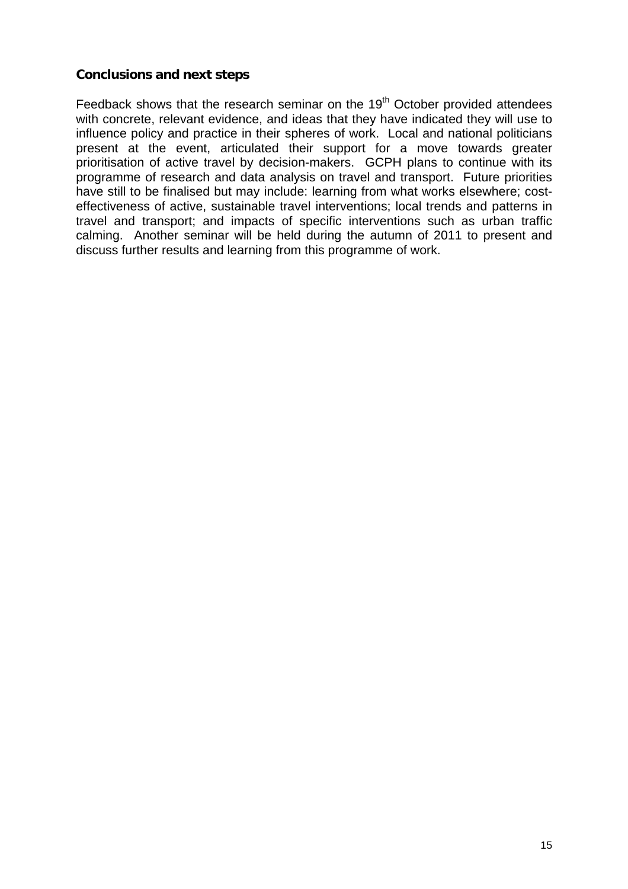## Conclusions and next steps

Feedback shows that the research seminar on the 19th October provided attendees with concrete, relevant evidence, and ideas that they have indicated they will use to influence policy and practice in their spheres of work. Local and national politicians present at the event, articulated their support for a move towards greater prioritisation of active travel by decision-makers. GCPH plans to continue with its programme of research and data analysis on travel and transport. Future priorities have still to be finalised but may include: learning from what works elsewhere; cost-effectiveness of active, sustainable travel interventions; local trends and patterns in travel and transport; and impacts of specific interventions such as urban traffic calming. Another seminar will be held during the autumn of 2011 to present and discuss further results and learning from this programme of work.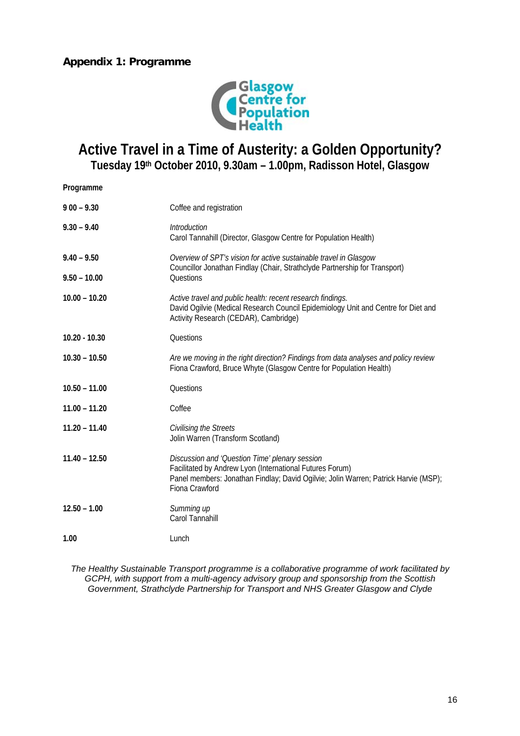## Appendix 1: Programme

Glasgow Centre for Population Health

# Active Travel in a Time of Austerity: a Golden Opportunity?

### Tuesday 19th October 2010, 9.30am – 1.00pm, Radisson Hotel, Glasgow

**Programme**

| | |
|---|---|
| **9 00 – 9.30** | Coffee and registration |
| **9.30 – 9.40** | *Introduction*<br>Carol Tannahill (Director, Glasgow Centre for Population Health) |
| **9.40 – 9.50** | *Overview of SPT's vision for active sustainable travel in Glasgow*<br>Councillor Jonathan Findlay (Chair, Strathclyde Partnership for Transport) |
| **9.50 – 10.00** | Questions |
| **10.00 – 10.20** | *Active travel and public health: recent research findings.*<br>David Ogilvie (Medical Research Council Epidemiology Unit and Centre for Diet and Activity Research (CEDAR), Cambridge) |
| **10.20 - 10.30** | Questions |
| **10.30 – 10.50** | *Are we moving in the right direction? Findings from data analyses and policy review*<br>Fiona Crawford, Bruce Whyte (Glasgow Centre for Population Health) |
| **10.50 – 11.00** | Questions |
| **11.00 – 11.20** | Coffee |
| **11.20 – 11.40** | *Civilising the Streets*<br>Jolin Warren (Transform Scotland) |
| **11.40 – 12.50** | *Discussion and 'Question Time' plenary session*<br>Facilitated by Andrew Lyon (International Futures Forum)<br>Panel members: Jonathan Findlay; David Ogilvie; Jolin Warren; Patrick Harvie (MSP); Fiona Crawford |
| **12.50 – 1.00** | *Summing up*<br>Carol Tannahill |
| **1.00** | Lunch |

*The Healthy Sustainable Transport programme is a collaborative programme of work facilitated by GCPH, with support from a multi-agency advisory group and sponsorship from the Scottish Government, Strathclyde Partnership for Transport and NHS Greater Glasgow and Clyde*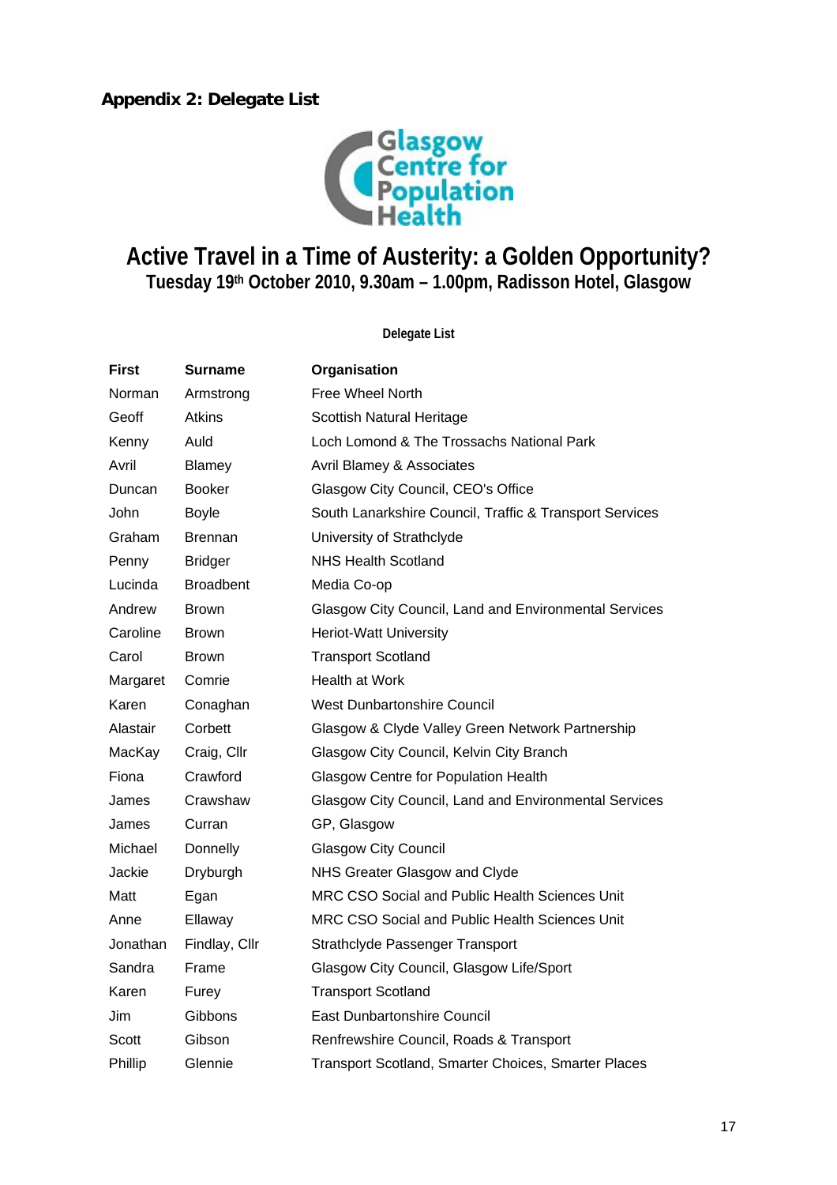## Appendix 2: Delegate List

Glasgow Centre for Population Health

# Active Travel in a Time of Austerity: a Golden Opportunity?

### Tuesday 19th October 2010, 9.30am – 1.00pm, Radisson Hotel, Glasgow

**Delegate List**

| First | Surname | Organisation |
|---|---|---|
| Norman | Armstrong | Free Wheel North |
| Geoff | Atkins | Scottish Natural Heritage |
| Kenny | Auld | Loch Lomond & The Trossachs National Park |
| Avril | Blamey | Avril Blamey & Associates |
| Duncan | Booker | Glasgow City Council, CEO's Office |
| John | Boyle | South Lanarkshire Council, Traffic & Transport Services |
| Graham | Brennan | University of Strathclyde |
| Penny | Bridger | NHS Health Scotland |
| Lucinda | Broadbent | Media Co-op |
| Andrew | Brown | Glasgow City Council, Land and Environmental Services |
| Caroline | Brown | Heriot-Watt University |
| Carol | Brown | Transport Scotland |
| Margaret | Comrie | Health at Work |
| Karen | Conaghan | West Dunbartonshire Council |
| Alastair | Corbett | Glasgow & Clyde Valley Green Network Partnership |
| MacKay | Craig, Cllr | Glasgow City Council, Kelvin City Branch |
| Fiona | Crawford | Glasgow Centre for Population Health |
| James | Crawshaw | Glasgow City Council, Land and Environmental Services |
| James | Curran | GP, Glasgow |
| Michael | Donnelly | Glasgow City Council |
| Jackie | Dryburgh | NHS Greater Glasgow and Clyde |
| Matt | Egan | MRC CSO Social and Public Health Sciences Unit |
| Anne | Ellaway | MRC CSO Social and Public Health Sciences Unit |
| Jonathan | Findlay, Cllr | Strathclyde Passenger Transport |
| Sandra | Frame | Glasgow City Council, Glasgow Life/Sport |
| Karen | Furey | Transport Scotland |
| Jim | Gibbons | East Dunbartonshire Council |
| Scott | Gibson | Renfrewshire Council, Roads & Transport |
| Phillip | Glennie | Transport Scotland, Smarter Choices, Smarter Places |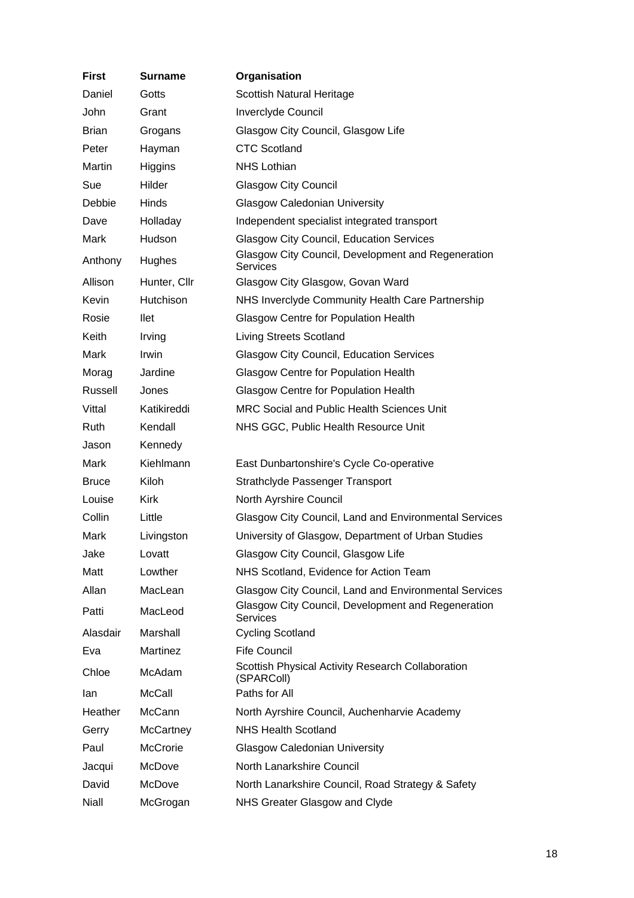| First | Surname | Organisation |
|---|---|---|
| Daniel | Gotts | Scottish Natural Heritage |
| John | Grant | Inverclyde Council |
| Brian | Grogans | Glasgow City Council, Glasgow Life |
| Peter | Hayman | CTC Scotland |
| Martin | Higgins | NHS Lothian |
| Sue | Hilder | Glasgow City Council |
| Debbie | Hinds | Glasgow Caledonian University |
| Dave | Holladay | Independent specialist integrated transport |
| Mark | Hudson | Glasgow City Council, Education Services |
| Anthony | Hughes | Glasgow City Council, Development and Regeneration Services |
| Allison | Hunter, Cllr | Glasgow City Glasgow, Govan Ward |
| Kevin | Hutchison | NHS Inverclyde Community Health Care Partnership |
| Rosie | Ilet | Glasgow Centre for Population Health |
| Keith | Irving | Living Streets Scotland |
| Mark | Irwin | Glasgow City Council, Education Services |
| Morag | Jardine | Glasgow Centre for Population Health |
| Russell | Jones | Glasgow Centre for Population Health |
| Vittal | Katikireddi | MRC Social and Public Health Sciences Unit |
| Ruth | Kendall | NHS GGC, Public Health Resource Unit |
| Jason | Kennedy | |
| Mark | Kiehlmann | East Dunbartonshire's Cycle Co-operative |
| Bruce | Kiloh | Strathclyde Passenger Transport |
| Louise | Kirk | North Ayrshire Council |
| Collin | Little | Glasgow City Council, Land and Environmental Services |
| Mark | Livingston | University of Glasgow, Department of Urban Studies |
| Jake | Lovatt | Glasgow City Council, Glasgow Life |
| Matt | Lowther | NHS Scotland, Evidence for Action Team |
| Allan | MacLean | Glasgow City Council, Land and Environmental Services |
| Patti | MacLeod | Glasgow City Council, Development and Regeneration Services |
| Alasdair | Marshall | Cycling Scotland |
| Eva | Martinez | Fife Council |
| Chloe | McAdam | Scottish Physical Activity Research Collaboration (SPARColl) |
| Ian | McCall | Paths for All |
| Heather | McCann | North Ayrshire Council, Auchenharvie Academy |
| Gerry | McCartney | NHS Health Scotland |
| Paul | McCrorie | Glasgow Caledonian University |
| Jacqui | McDove | North Lanarkshire Council |
| David | McDove | North Lanarkshire Council, Road Strategy & Safety |
| Niall | McGrogan | NHS Greater Glasgow and Clyde |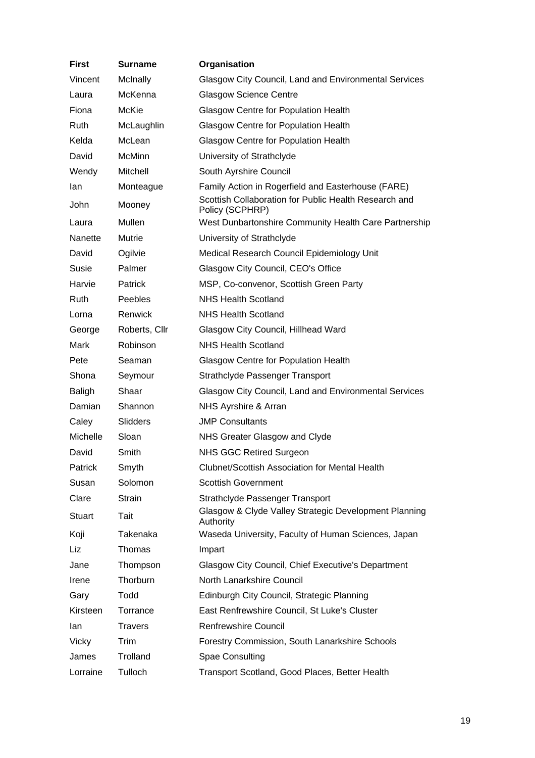| First | Surname | Organisation |
| --- | --- | --- |
| Vincent | McInally | Glasgow City Council, Land and Environmental Services |
| Laura | McKenna | Glasgow Science Centre |
| Fiona | McKie | Glasgow Centre for Population Health |
| Ruth | McLaughlin | Glasgow Centre for Population Health |
| Kelda | McLean | Glasgow Centre for Population Health |
| David | McMinn | University of Strathclyde |
| Wendy | Mitchell | South Ayrshire Council |
| Ian | Monteague | Family Action in Rogerfield and Easterhouse (FARE) |
| John | Mooney | Scottish Collaboration for Public Health Research and Policy (SCPHRP) |
| Laura | Mullen | West Dunbartonshire Community Health Care Partnership |
| Nanette | Mutrie | University of Strathclyde |
| David | Ogilvie | Medical Research Council Epidemiology Unit |
| Susie | Palmer | Glasgow City Council, CEO's Office |
| Harvie | Patrick | MSP, Co-convenor, Scottish Green Party |
| Ruth | Peebles | NHS Health Scotland |
| Lorna | Renwick | NHS Health Scotland |
| George | Roberts, Cllr | Glasgow City Council, Hillhead Ward |
| Mark | Robinson | NHS Health Scotland |
| Pete | Seaman | Glasgow Centre for Population Health |
| Shona | Seymour | Strathclyde Passenger Transport |
| Baligh | Shaar | Glasgow City Council, Land and Environmental Services |
| Damian | Shannon | NHS Ayrshire & Arran |
| Caley | Slidders | JMP Consultants |
| Michelle | Sloan | NHS Greater Glasgow and Clyde |
| David | Smith | NHS GGC Retired Surgeon |
| Patrick | Smyth | Clubnet/Scottish Association for Mental Health |
| Susan | Solomon | Scottish Government |
| Clare | Strain | Strathclyde Passenger Transport |
| Stuart | Tait | Glasgow & Clyde Valley Strategic Development Planning Authority |
| Koji | Takenaka | Waseda University, Faculty of Human Sciences, Japan |
| Liz | Thomas | Impart |
| Jane | Thompson | Glasgow City Council, Chief Executive's Department |
| Irene | Thorburn | North Lanarkshire Council |
| Gary | Todd | Edinburgh City Council, Strategic Planning |
| Kirsteen | Torrance | East Renfrewshire Council, St Luke's Cluster |
| Ian | Travers | Renfrewshire Council |
| Vicky | Trim | Forestry Commission, South Lanarkshire Schools |
| James | Trolland | Spae Consulting |
| Lorraine | Tulloch | Transport Scotland, Good Places, Better Health |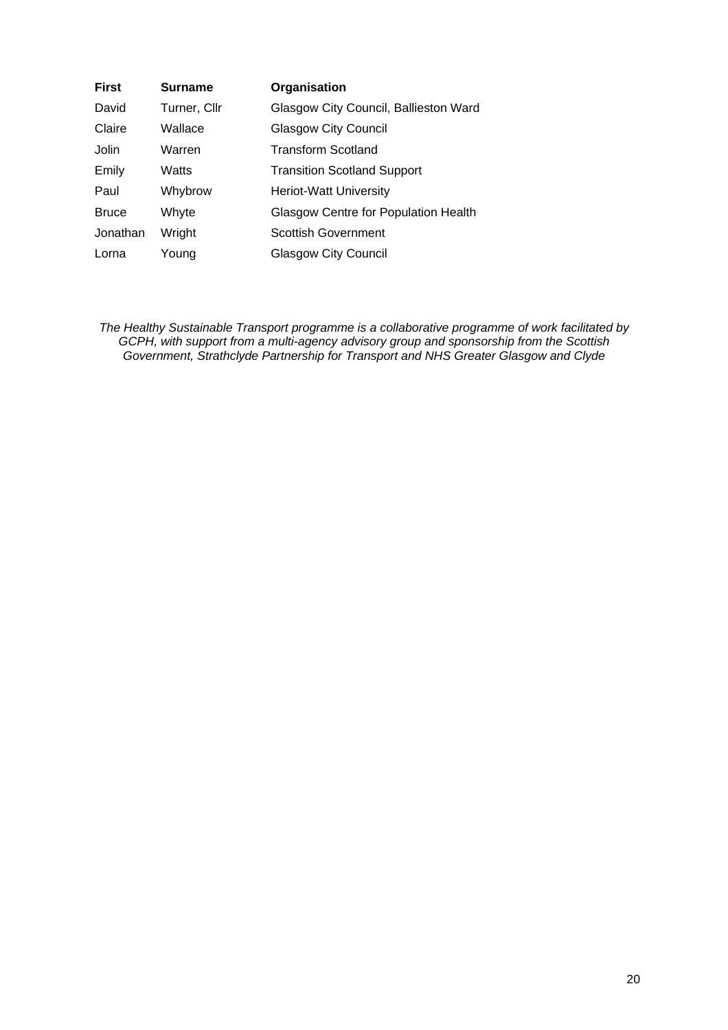| First | Surname | Organisation |
| --- | --- | --- |
| David | Turner, Cllr | Glasgow City Council, Ballieston Ward |
| Claire | Wallace | Glasgow City Council |
| Jolin | Warren | Transform Scotland |
| Emily | Watts | Transition Scotland Support |
| Paul | Whybrow | Heriot-Watt University |
| Bruce | Whyte | Glasgow Centre for Population Health |
| Jonathan | Wright | Scottish Government |
| Lorna | Young | Glasgow City Council |

*The Healthy Sustainable Transport programme is a collaborative programme of work facilitated by GCPH, with support from a multi-agency advisory group and sponsorship from the Scottish Government, Strathclyde Partnership for Transport and NHS Greater Glasgow and Clyde*